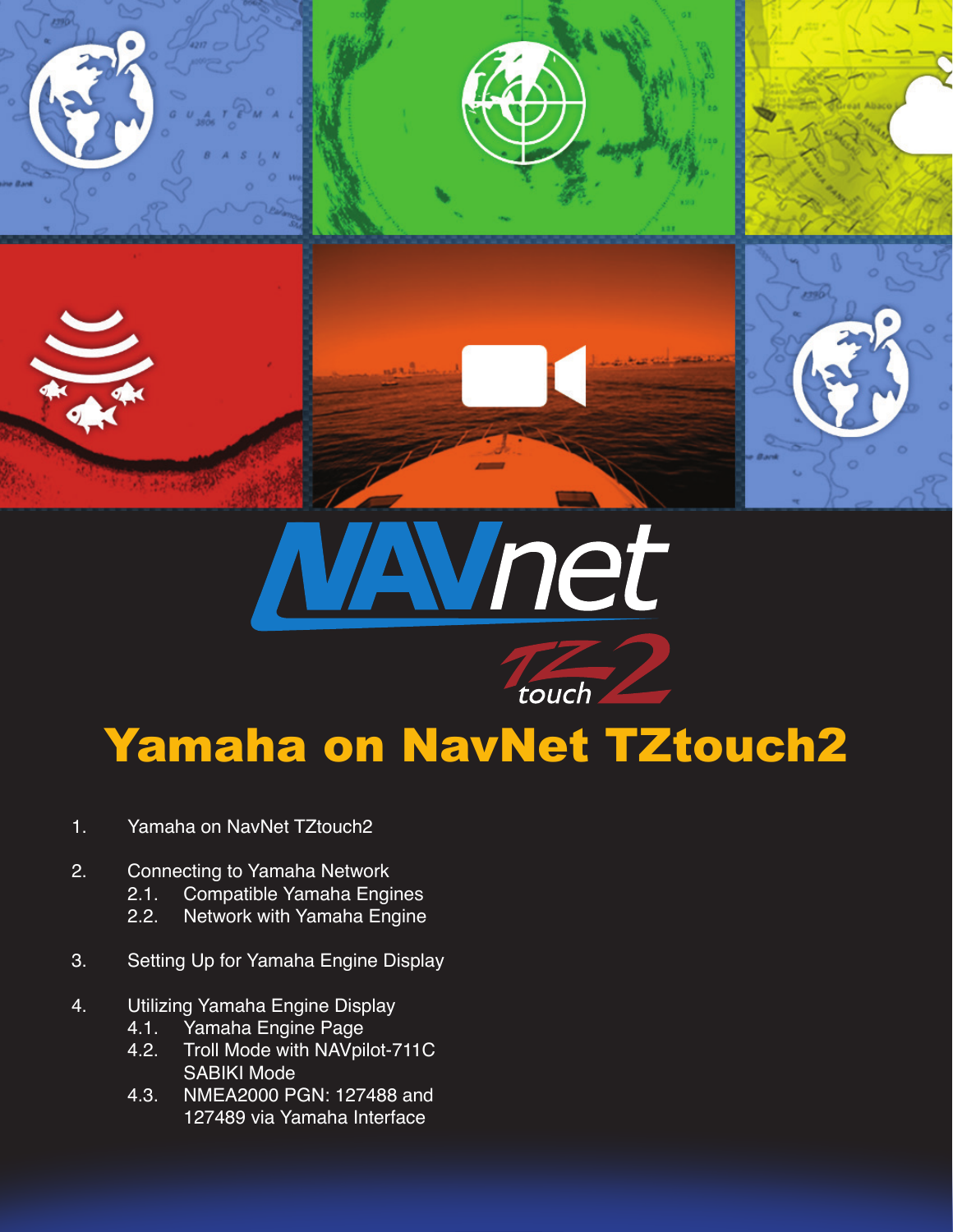# Yamaha on NavNet TZtouch2

1. Yamaha on NavNet TZtouch2

2. Connecting to Yamaha Network
   - 2.1. Compatible Yamaha Engines
   - 2.2. Network with Yamaha Engine

3. Setting Up for Yamaha Engine Display

4. Utilizing Yamaha Engine Display
   - 4.1. Yamaha Engine Page
   - 4.2. Troll Mode with NAVpilot-711C SABIKI Mode
   - 4.3. NMEA2000 PGN: 127488 and 127489 via Yamaha Interface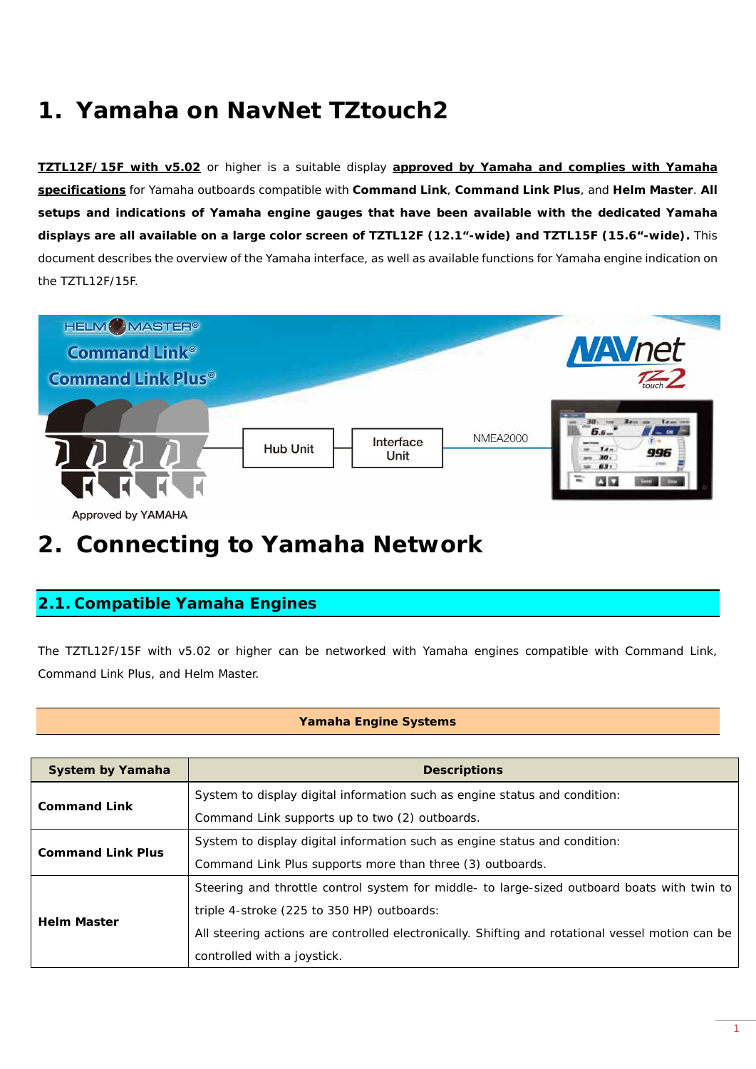# 1. Yamaha on NavNet TZtouch2

**TZTL12F/15F with v5.02** or higher is a suitable display **approved by Yamaha and complies with Yamaha specifications** for Yamaha outboards compatible with **Command Link**, **Command Link Plus**, and **Helm Master**. **All setups and indications of Yamaha engine gauges that have been available with the dedicated Yamaha displays are all available on a large color screen of TZTL12F (12.1"-wide) and TZTL15F (15.6"-wide).** This document describes the overview of the Yamaha interface, as well as available functions for Yamaha engine indication on the TZTL12F/15F.

HELM MASTER®
Command Link®
Command Link Plus®
Hub Unit
Interface Unit
NMEA2000
Approved by YAMAHA

# 2. Connecting to Yamaha Network

## 2.1. Compatible Yamaha Engines

The TZTL12F/15F with v5.02 or higher can be networked with Yamaha engines compatible with Command Link, Command Link Plus, and Helm Master.

**Yamaha Engine Systems**

| System by Yamaha | Descriptions |
|---|---|
| **Command Link** | System to display digital information such as engine status and condition: Command Link supports up to two (2) outboards. |
| **Command Link Plus** | System to display digital information such as engine status and condition: Command Link Plus supports more than three (3) outboards. |
| **Helm Master** | Steering and throttle control system for middle- to large-sized outboard boats with twin to triple 4-stroke (225 to 350 HP) outboards: All steering actions are controlled electronically. Shifting and rotational vessel motion can be controlled with a joystick. |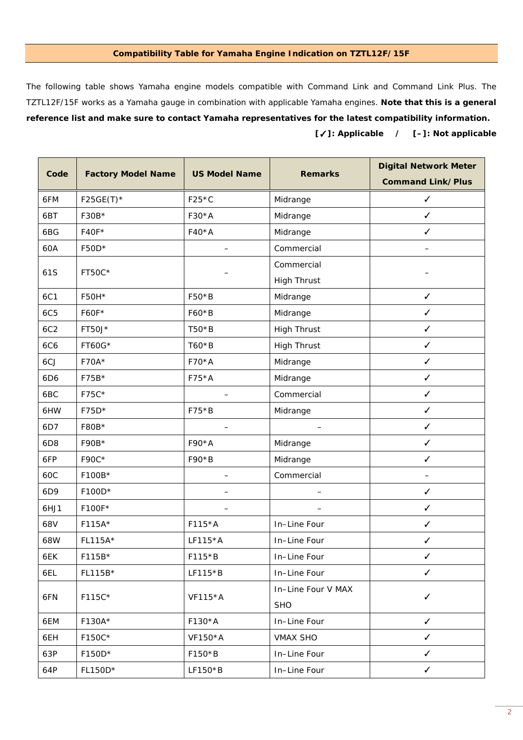## Compatibility Table for Yamaha Engine Indication on TZTL12F/15F

The following table shows Yamaha engine models compatible with Command Link and Command Link Plus. The TZTL12F/15F works as a Yamaha gauge in combination with applicable Yamaha engines. **Note that this is a general reference list and make sure to contact Yamaha representatives for the latest compatibility information.**

**[✓]: Applicable / [–]: Not applicable**

| Code | Factory Model Name | US Model Name | Remarks | Digital Network Meter Command Link/Plus |
|---|---|---|---|---|
| 6FM | F25GE(T)* | F25*C | Midrange | ✓ |
| 6BT | F30B* | F30*A | Midrange | ✓ |
| 6BG | F40F* | F40*A | Midrange | ✓ |
| 60A | F50D* | – | Commercial | – |
| 61S | FT50C* | – | Commercial High Thrust | – |
| 6C1 | F50H* | F50*B | Midrange | ✓ |
| 6C5 | F60F* | F60*B | Midrange | ✓ |
| 6C2 | FT50J* | T50*B | High Thrust | ✓ |
| 6C6 | FT60G* | T60*B | High Thrust | ✓ |
| 6CJ | F70A* | F70*A | Midrange | ✓ |
| 6D6 | F75B* | F75*A | Midrange | ✓ |
| 6BC | F75C* | – | Commercial | ✓ |
| 6HW | F75D* | F75*B | Midrange | ✓ |
| 6D7 | F80B* | – | – | ✓ |
| 6D8 | F90B* | F90*A | Midrange | ✓ |
| 6FP | F90C* | F90*B | Midrange | ✓ |
| 60C | F100B* | – | Commercial | – |
| 6D9 | F100D* | – | – | ✓ |
| 6HJ1 | F100F* | – | – | ✓ |
| 68V | F115A* | F115*A | In–Line Four | ✓ |
| 68W | FL115A* | LF115*A | In–Line Four | ✓ |
| 6EK | F115B* | F115*B | In–Line Four | ✓ |
| 6EL | FL115B* | LF115*B | In–Line Four | ✓ |
| 6FN | F115C* | VF115*A | In–Line Four V MAX SHO | ✓ |
| 6EM | F130A* | F130*A | In–Line Four | ✓ |
| 6EH | F150C* | VF150*A | VMAX SHO | ✓ |
| 63P | F150D* | F150*B | In–Line Four | ✓ |
| 64P | FL150D* | LF150*B | In–Line Four | ✓ |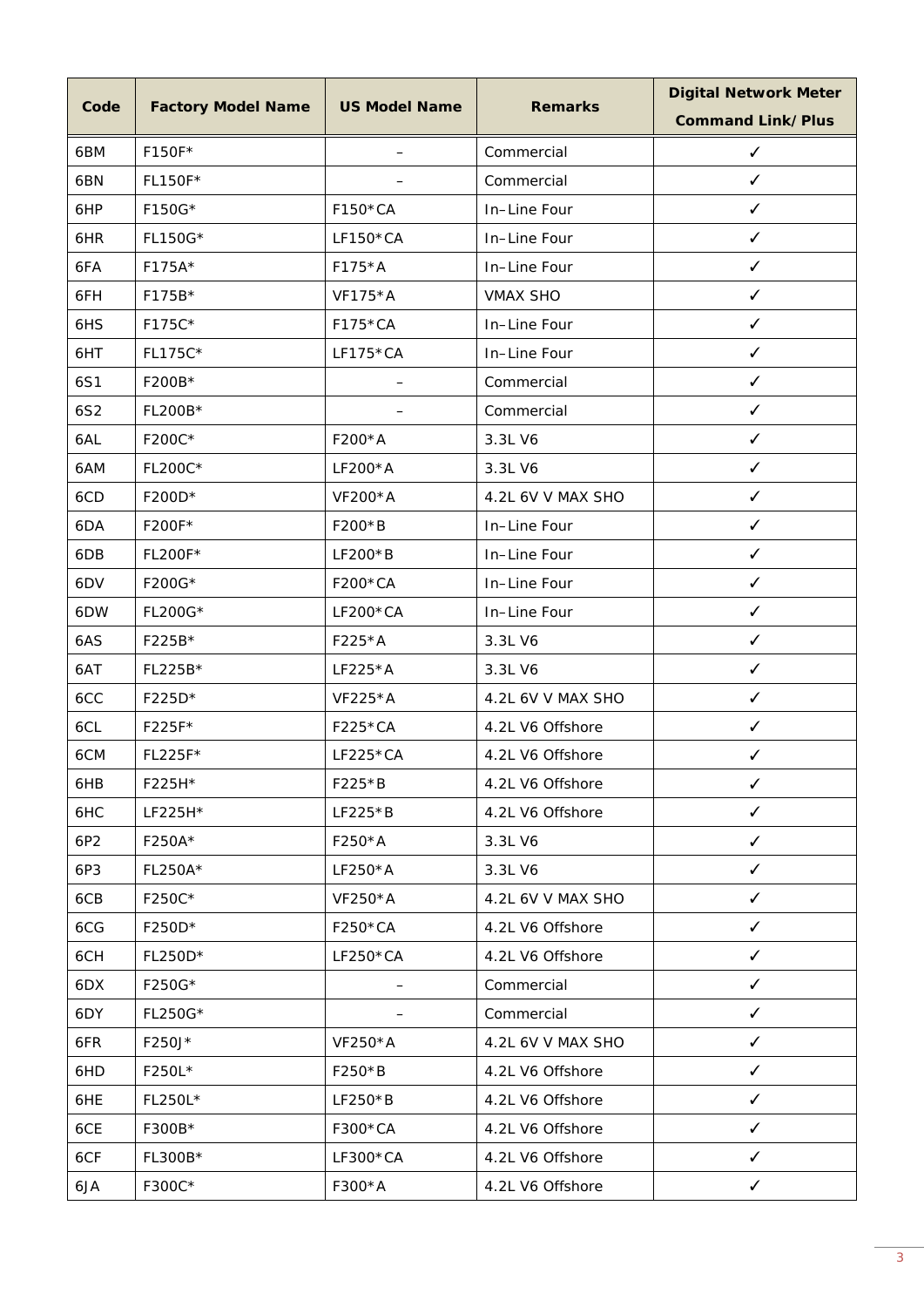| Code | Factory Model Name | US Model Name | Remarks | Digital Network Meter Command Link/Plus |
|---|---|---|---|---|
| 6BM | F150F* | – | Commercial | ✓ |
| 6BN | FL150F* | – | Commercial | ✓ |
| 6HP | F150G* | F150*CA | In–Line Four | ✓ |
| 6HR | FL150G* | LF150*CA | In–Line Four | ✓ |
| 6FA | F175A* | F175*A | In–Line Four | ✓ |
| 6FH | F175B* | VF175*A | VMAX SHO | ✓ |
| 6HS | F175C* | F175*CA | In–Line Four | ✓ |
| 6HT | FL175C* | LF175*CA | In–Line Four | ✓ |
| 6S1 | F200B* | – | Commercial | ✓ |
| 6S2 | FL200B* | – | Commercial | ✓ |
| 6AL | F200C* | F200*A | 3.3L V6 | ✓ |
| 6AM | FL200C* | LF200*A | 3.3L V6 | ✓ |
| 6CD | F200D* | VF200*A | 4.2L 6V V MAX SHO | ✓ |
| 6DA | F200F* | F200*B | In–Line Four | ✓ |
| 6DB | FL200F* | LF200*B | In–Line Four | ✓ |
| 6DV | F200G* | F200*CA | In–Line Four | ✓ |
| 6DW | FL200G* | LF200*CA | In–Line Four | ✓ |
| 6AS | F225B* | F225*A | 3.3L V6 | ✓ |
| 6AT | FL225B* | LF225*A | 3.3L V6 | ✓ |
| 6CC | F225D* | VF225*A | 4.2L 6V V MAX SHO | ✓ |
| 6CL | F225F* | F225*CA | 4.2L V6 Offshore | ✓ |
| 6CM | FL225F* | LF225*CA | 4.2L V6 Offshore | ✓ |
| 6HB | F225H* | F225*B | 4.2L V6 Offshore | ✓ |
| 6HC | LF225H* | LF225*B | 4.2L V6 Offshore | ✓ |
| 6P2 | F250A* | F250*A | 3.3L V6 | ✓ |
| 6P3 | FL250A* | LF250*A | 3.3L V6 | ✓ |
| 6CB | F250C* | VF250*A | 4.2L 6V V MAX SHO | ✓ |
| 6CG | F250D* | F250*CA | 4.2L V6 Offshore | ✓ |
| 6CH | FL250D* | LF250*CA | 4.2L V6 Offshore | ✓ |
| 6DX | F250G* | – | Commercial | ✓ |
| 6DY | FL250G* | – | Commercial | ✓ |
| 6FR | F250J* | VF250*A | 4.2L 6V V MAX SHO | ✓ |
| 6HD | F250L* | F250*B | 4.2L V6 Offshore | ✓ |
| 6HE | FL250L* | LF250*B | 4.2L V6 Offshore | ✓ |
| 6CE | F300B* | F300*CA | 4.2L V6 Offshore | ✓ |
| 6CF | FL300B* | LF300*CA | 4.2L V6 Offshore | ✓ |
| 6JA | F300C* | F300*A | 4.2L V6 Offshore | ✓ |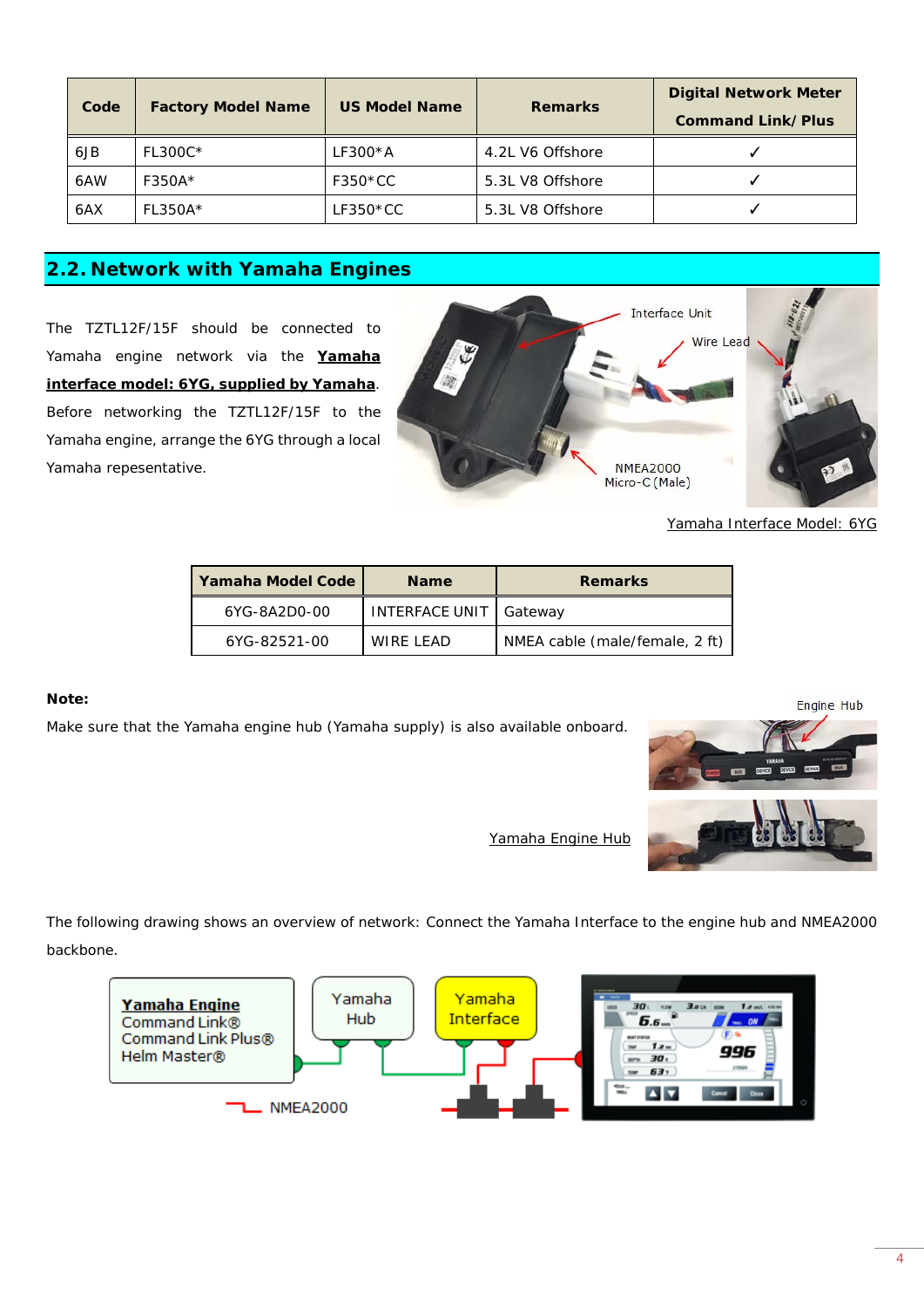| Code | Factory Model Name | US Model Name | Remarks | Digital Network Meter Command Link/ Plus |
|---|---|---|---|---|
| 6JB | FL300C* | LF300*A | 4.2L V6 Offshore | ✓ |
| 6AW | F350A* | F350*CC | 5.3L V8 Offshore | ✓ |
| 6AX | FL350A* | LF350*CC | 5.3L V8 Offshore | ✓ |

## 2.2. Network with Yamaha Engines

The TZTL12F/15F should be connected to Yamaha engine network via the **Yamaha interface model: 6YG, supplied by Yamaha**. Before networking the TZTL12F/15F to the Yamaha engine, arrange the 6YG through a local Yamaha repesentative.

Interface Unit

Wire Lead

NMEA2000 Micro-C (Male)

Yamaha Interface Model: 6YG

| Yamaha Model Code | Name | Remarks |
|---|---|---|
| 6YG-8A2D0-00 | INTERFACE UNIT | Gateway |
| 6YG-82521-00 | WIRE LEAD | NMEA cable (male/female, 2 ft) |

**Note:**

Make sure that the Yamaha engine hub (Yamaha supply) is also available onboard.

Engine Hub

Yamaha Engine Hub

The following drawing shows an overview of network: Connect the Yamaha Interface to the engine hub and NMEA2000 backbone.

Yamaha Engine
Command Link®
Command Link Plus®
Helm Master®

Yamaha Hub

Yamaha Interface

NMEA2000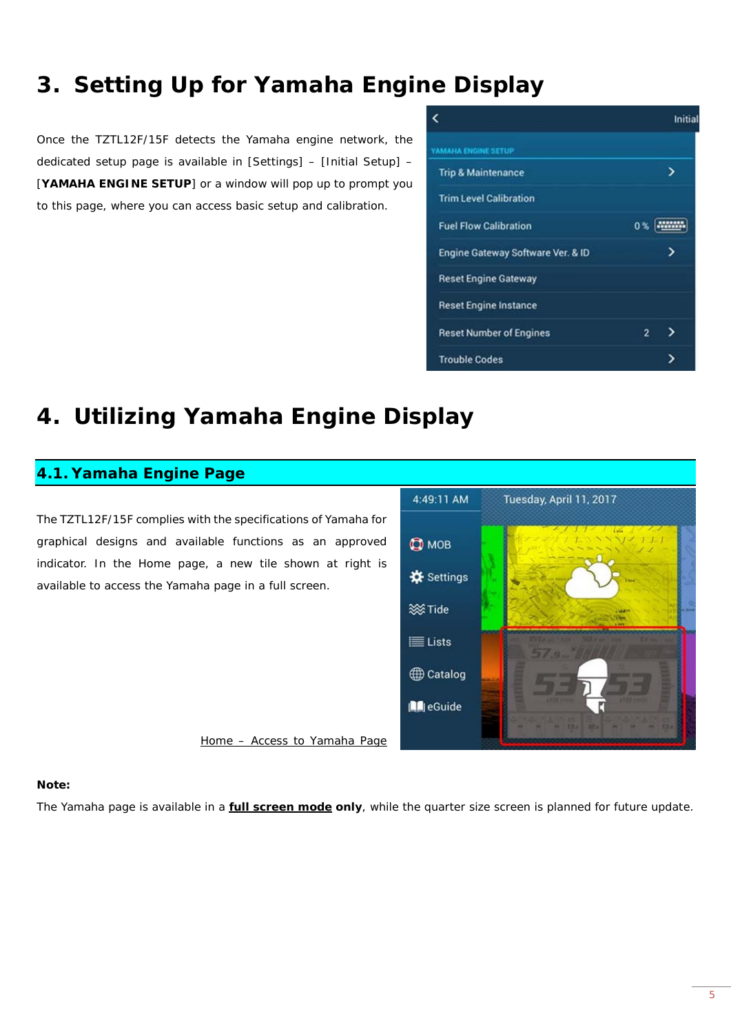# 3. Setting Up for Yamaha Engine Display

Once the TZTL12F/15F detects the Yamaha engine network, the dedicated setup page is available in [Settings] – [Initial Setup] – [**YAMAHA ENGINE SETUP**] or a window will pop up to prompt you to this page, where you can access basic setup and calibration.

# 4. Utilizing Yamaha Engine Display

## 4.1. Yamaha Engine Page

The TZTL12F/15F complies with the specifications of Yamaha for graphical designs and available functions as an approved indicator. In the Home page, a new tile shown at right is available to access the Yamaha page in a full screen.

Home – Access to Yamaha Page

**Note:**

The Yamaha page is available in a **full screen mode only**, while the quarter size screen is planned for future update.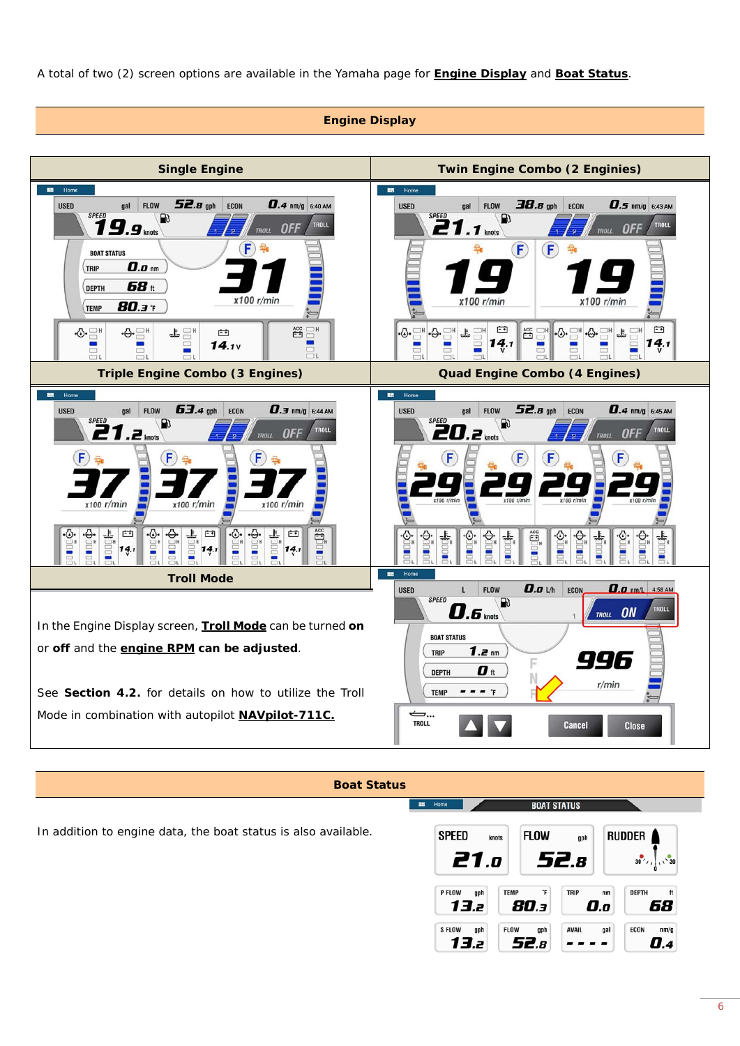A total of two (2) screen options are available in the Yamaha page for **Engine Display** and **Boat Status**.

## Engine Display

| Single Engine | Twin Engine Combo (2 Engines) |
|---|---|
| | |

| Triple Engine Combo (3 Engines) | Quad Engine Combo (4 Engines) |
|---|---|
| | |

### Troll Mode

In the Engine Display screen, **Troll Mode** can be turned **on** or **off** and the **engine RPM can be adjusted**.

See **Section 4.2.** for details on how to utilize the Troll Mode in combination with autopilot **NAVpilot-711C.**

## Boat Status

In addition to engine data, the boat status is also available.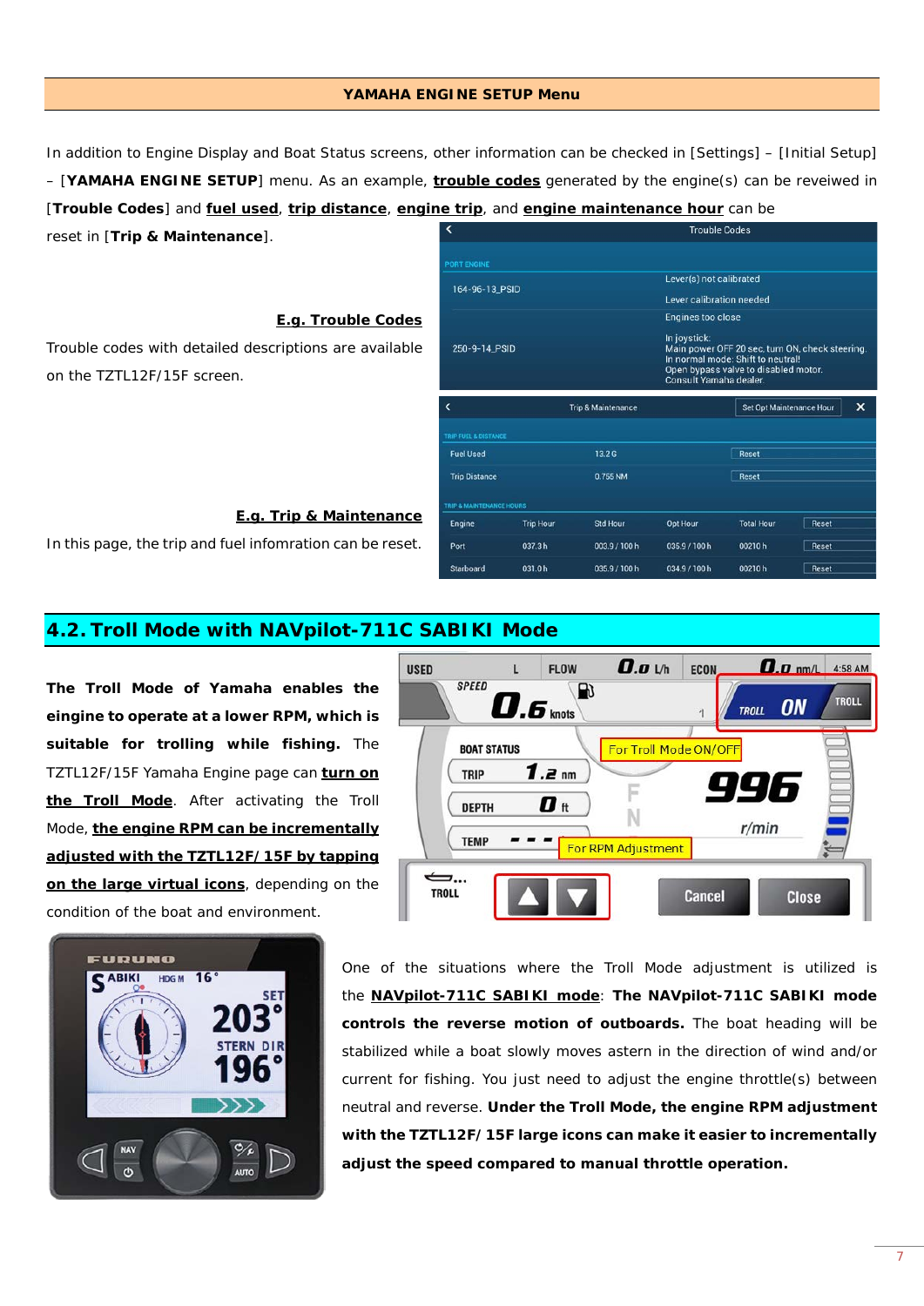## YAMAHA ENGINE SETUP Menu

In addition to Engine Display and Boat Status screens, other information can be checked in [Settings] – [Initial Setup] – [**YAMAHA ENGINE SETUP**] menu. As an example, **trouble codes** generated by the engine(s) can be reveiwed in [**Trouble Codes**] and **fuel used**, **trip distance**, **engine trip**, and **engine maintenance hour** can be reset in [**Trip & Maintenance**].

**E.g. Trouble Codes**

Trouble codes with detailed descriptions are available on the TZTL12F/15F screen.

**E.g. Trip & Maintenance**

In this page, the trip and fuel infomration can be reset.

## 4.2. Troll Mode with NAVpilot-711C SABIKI Mode

**The Troll Mode of Yamaha enables the eingine to operate at a lower RPM, which is suitable for trolling while fishing.** The TZTL12F/15F Yamaha Engine page can **turn on the Troll Mode**. After activating the Troll Mode, **the engine RPM can be incrementally adjusted with the TZTL12F/15F by tapping on the large virtual icons**, depending on the condition of the boat and environment.

One of the situations where the Troll Mode adjustment is utilized is the **NAVpilot-711C SABIKI mode**: **The NAVpilot-711C SABIKI mode controls the reverse motion of outboards.** The boat heading will be stabilized while a boat slowly moves astern in the direction of wind and/or current for fishing. You just need to adjust the engine throttle(s) between neutral and reverse. **Under the Troll Mode, the engine RPM adjustment with the TZTL12F/15F large icons can make it easier to incrementally adjust the speed compared to manual throttle operation.**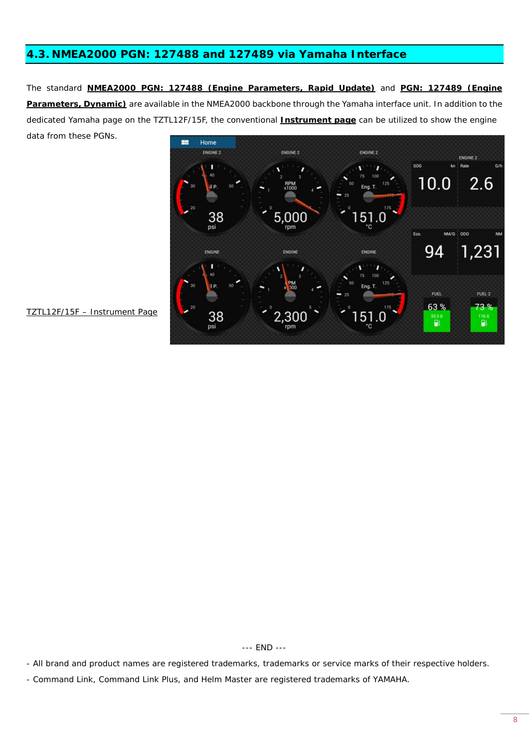## 4.3. NMEA2000 PGN: 127488 and 127489 via Yamaha Interface

The standard **NMEA2000 PGN: 127488 (Engine Parameters, Rapid Update)** and **PGN: 127489 (Engine Parameters, Dynamic)** are available in the NMEA2000 backbone through the Yamaha interface unit. In addition to the dedicated Yamaha page on the TZTL12F/15F, the conventional **Instrument page** can be utilized to show the engine data from these PGNs.

TZTL12F/15F – Instrument Page

--- END ---

- All brand and product names are registered trademarks, trademarks or service marks of their respective holders.
- Command Link, Command Link Plus, and Helm Master are registered trademarks of YAMAHA.